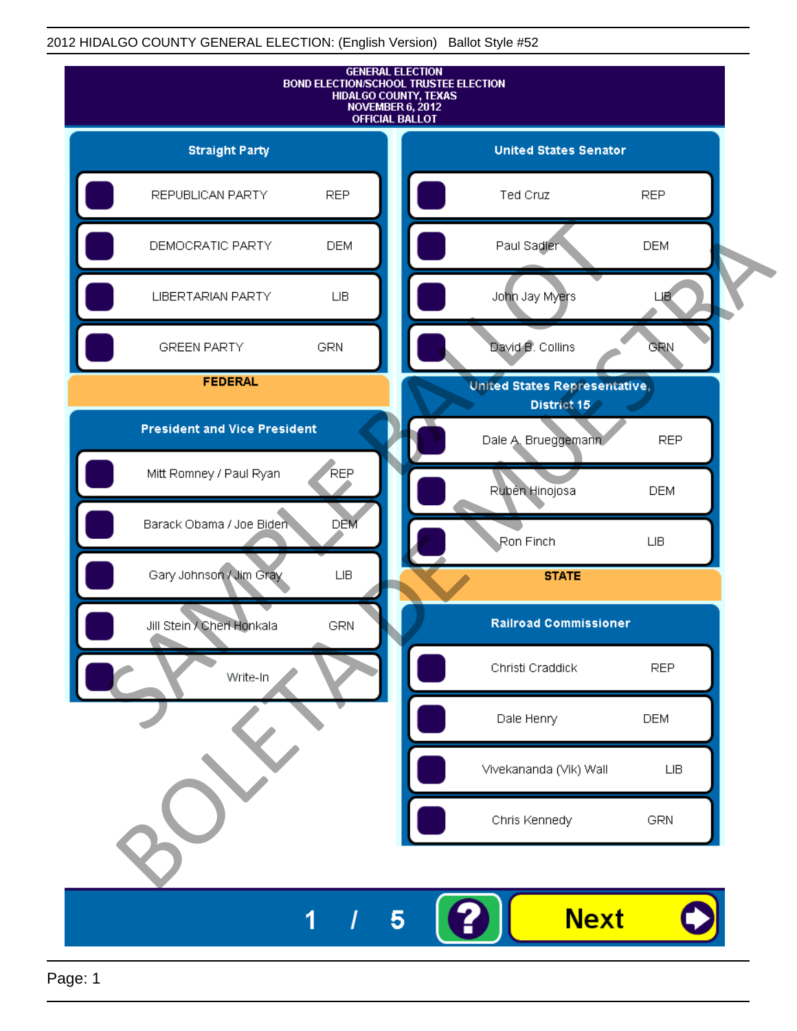2012 HIDALGO COUNTY GENERAL ELECTION: (English Version) Ballot Style #52

# GENERAL ELECTION
# BOND ELECTION/SCHOOL TRUSTEE ELECTION
# HIDALGO COUNTY, TEXAS
# NOVEMBER 6, 2012
# OFFICIAL BALLOT

SAMPLE BALLOT
BOLETA DE MUESTRA

## Straight Party

| Party | |
|---|---|
| REPUBLICAN PARTY | REP |
| DEMOCRATIC PARTY | DEM |
| LIBERTARIAN PARTY | LIB |
| GREEN PARTY | GRN |

## FEDERAL

### President and Vice President

| Candidate | Party |
|---|---|
| Mitt Romney / Paul Ryan | REP |
| Barack Obama / Joe Biden | DEM |
| Gary Johnson / Jim Gray | LIB |
| Jill Stein / Cheri Honkala | GRN |
| Write-In | |

### United States Senator

| Candidate | Party |
|---|---|
| Ted Cruz | REP |
| Paul Sadler | DEM |
| John Jay Myers | LIB |
| David B. Collins | GRN |

### United States Representative, District 15

| Candidate | Party |
|---|---|
| Dale A. Brueggemann | REP |
| Rubén Hinojosa | DEM |
| Ron Finch | LIB |

## STATE

### Railroad Commissioner

| Candidate | Party |
|---|---|
| Christi Craddick | REP |
| Dale Henry | DEM |
| Vivekananda (Vik) Wall | LIB |
| Chris Kennedy | GRN |

1 / 5 ? **Next**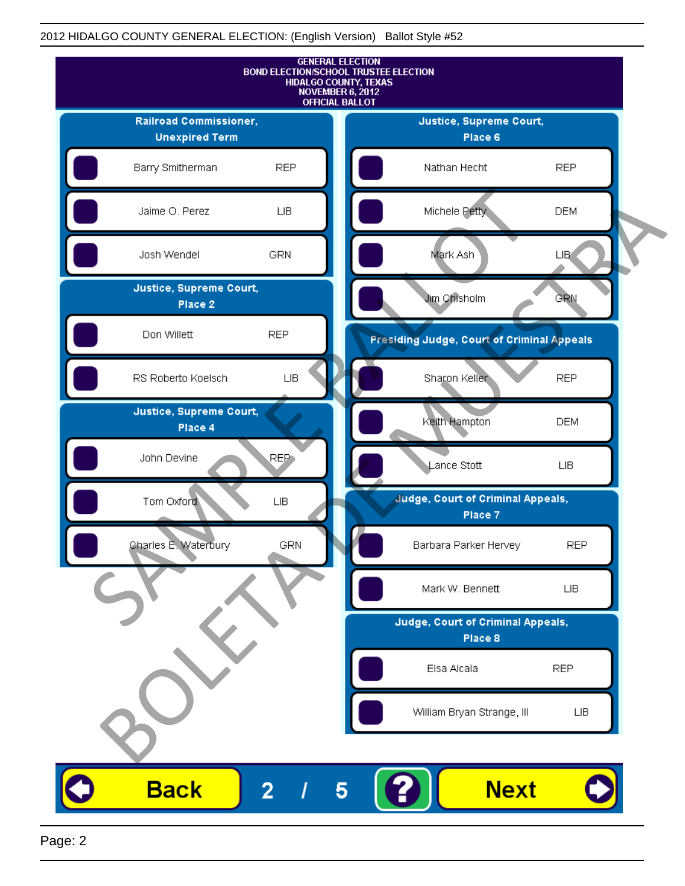2012 HIDALGO COUNTY GENERAL ELECTION: (English Version) Ballot Style #52

**GENERAL ELECTION**
**BOND ELECTION/SCHOOL TRUSTEE ELECTION**
**HIDALGO COUNTY, TEXAS**
**NOVEMBER 6, 2012**
**OFFICIAL BALLOT**

### Railroad Commissioner, Unexpired Term

| Candidate | Party |
|---|---|
| Barry Smitherman | REP |
| Jaime O. Perez | LIB |
| Josh Wendel | GRN |

### Justice, Supreme Court, Place 2

| Candidate | Party |
|---|---|
| Don Willett | REP |
| RS Roberto Koelsch | LIB |

### Justice, Supreme Court, Place 4

| Candidate | Party |
|---|---|
| John Devine | REP |
| Tom Oxford | LIB |
| Charles E. Waterbury | GRN |

### Justice, Supreme Court, Place 6

| Candidate | Party |
|---|---|
| Nathan Hecht | REP |
| Michele Petty | DEM |
| Mark Ash | LIB |
| Jim Chisholm | GRN |

### Presiding Judge, Court of Criminal Appeals

| Candidate | Party |
|---|---|
| Sharon Keller | REP |
| Keith Hampton | DEM |
| Lance Stott | LIB |

### Judge, Court of Criminal Appeals, Place 7

| Candidate | Party |
|---|---|
| Barbara Parker Hervey | REP |
| Mark W. Bennett | LIB |

### Judge, Court of Criminal Appeals, Place 8

| Candidate | Party |
|---|---|
| Elsa Alcala | REP |
| William Bryan Strange, III | LIB |

SAMPLE BALLOT
BOLETA DE MUESTRA

Back 2 / 5 ? Next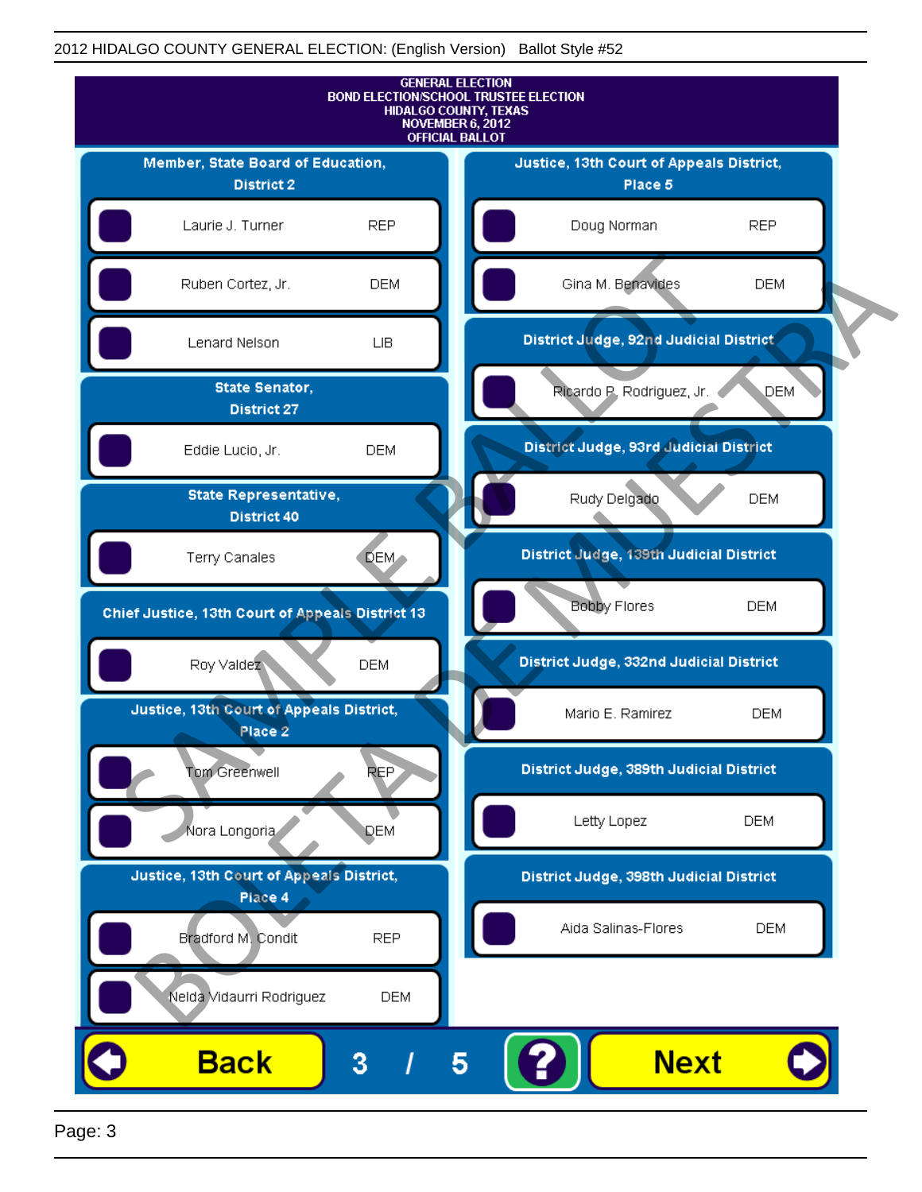GENERAL ELECTION
BOND ELECTION/SCHOOL TRUSTEE ELECTION
HIDALGO COUNTY, TEXAS
NOVEMBER 6, 2012
OFFICIAL BALLOT

## Member, State Board of Education, District 2

- Laurie J. Turner — REP
- Ruben Cortez, Jr. — DEM
- Lenard Nelson — LIB

## State Senator, District 27

- Eddie Lucio, Jr. — DEM

## State Representative, District 40

- Terry Canales — DEM

## Chief Justice, 13th Court of Appeals District 13

- Roy Valdez — DEM

## Justice, 13th Court of Appeals District, Place 2

- Tom Greenwell — REP
- Nora Longoria — DEM

## Justice, 13th Court of Appeals District, Place 4

- Bradford M. Condit — REP
- Nelda Vidaurri Rodriguez — DEM

## Justice, 13th Court of Appeals District, Place 5

- Doug Norman — REP
- Gina M. Benavides — DEM

## District Judge, 92nd Judicial District

- Ricardo P. Rodriguez, Jr. — DEM

## District Judge, 93rd Judicial District

- Rudy Delgado — DEM

## District Judge, 139th Judicial District

- Bobby Flores — DEM

## District Judge, 332nd Judicial District

- Mario E. Ramirez — DEM

## District Judge, 389th Judicial District

- Letty Lopez — DEM

## District Judge, 398th Judicial District

- Aida Salinas-Flores — DEM

SAMPLE BALLOT — BOLETA DE MUESTRA

Back | 3 / 5 | ? | Next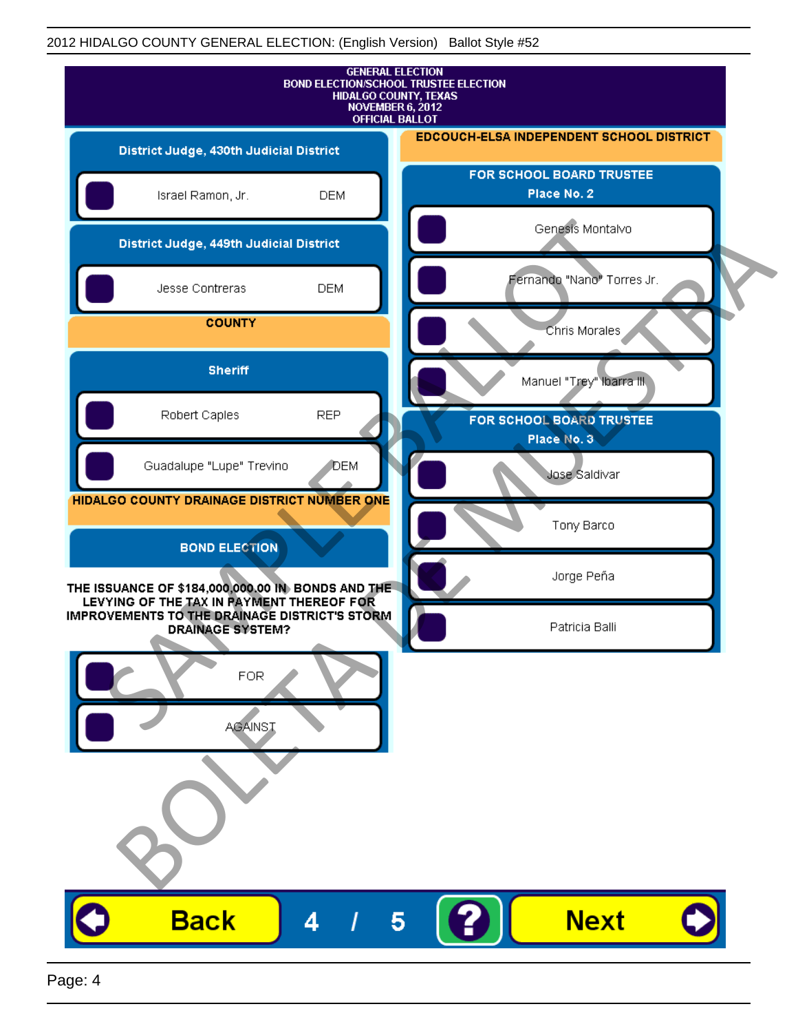2012 HIDALGO COUNTY GENERAL ELECTION: (English Version) Ballot Style #52

GENERAL ELECTION
BOND ELECTION/SCHOOL TRUSTEE ELECTION
HIDALGO COUNTY, TEXAS
NOVEMBER 6, 2012
OFFICIAL BALLOT

## District Judge, 430th Judicial District

- Israel Ramon, Jr. — DEM

## District Judge, 449th Judicial District

- Jesse Contreras — DEM

## COUNTY

### Sheriff

- Robert Caples — REP
- Guadalupe "Lupe" Trevino — DEM

## HIDALGO COUNTY DRAINAGE DISTRICT NUMBER ONE

### BOND ELECTION

THE ISSUANCE OF $184,000,000.00 IN BONDS AND THE LEVYING OF THE TAX IN PAYMENT THEREOF FOR IMPROVEMENTS TO THE DRAINAGE DISTRICT'S STORM DRAINAGE SYSTEM?

- FOR
- AGAINST

## EDCOUCH-ELSA INDEPENDENT SCHOOL DISTRICT

### FOR SCHOOL BOARD TRUSTEE Place No. 2

- Genesis Montalvo
- Fernando "Nano" Torres Jr.
- Chris Morales
- Manuel "Trey" Ibarra III

### FOR SCHOOL BOARD TRUSTEE Place No. 3

- Jose Saldivar
- Tony Barco
- Jorge Peña
- Patricia Balli

SAMPLE BALLOT
BOLETA DE MUESTRA

Back 4 / 5 ? Next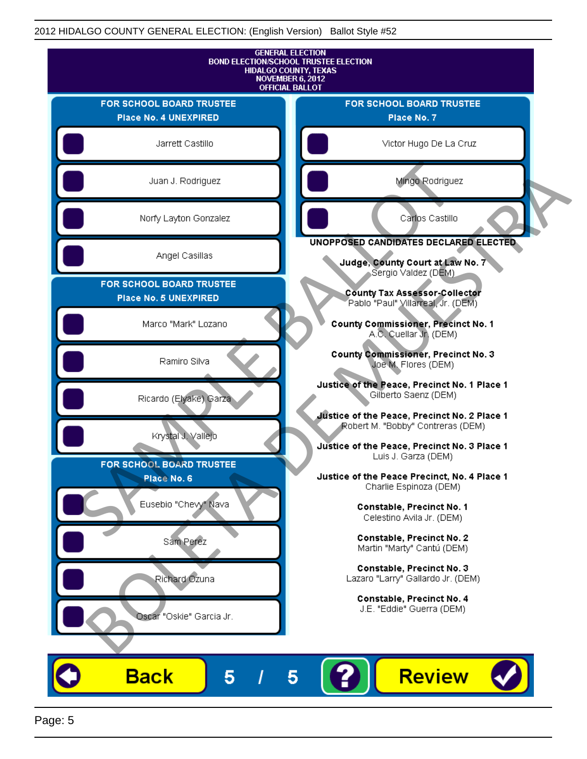GENERAL ELECTION
BOND ELECTION/SCHOOL TRUSTEE ELECTION
HIDALGO COUNTY, TEXAS
NOVEMBER 6, 2012
OFFICIAL BALLOT

## FOR SCHOOL BOARD TRUSTEE Place No. 4 UNEXPIRED

- Jarrett Castillo
- Juan J. Rodriguez
- Norfy Layton Gonzalez
- Angel Casillas

## FOR SCHOOL BOARD TRUSTEE Place No. 5 UNEXPIRED

- Marco "Mark" Lozano
- Ramiro Silva
- Ricardo (Elyake) Garza
- Krystal J. Vallejo

## FOR SCHOOL BOARD TRUSTEE Place No. 6

- Eusebio "Chevy" Nava
- Sam Perez
- Richard Ozuna
- Oscar "Oskie" Garcia Jr.

## FOR SCHOOL BOARD TRUSTEE Place No. 7

- Victor Hugo De La Cruz
- Mingo Rodriguez
- Carlos Castillo

## UNOPPOSED CANDIDATES DECLARED ELECTED

**Judge, County Court at Law No. 7**
Sergio Valdez (DEM)

**County Tax Assessor-Collector**
Pablo "Paul" Villarreal, Jr. (DEM)

**County Commissioner, Precinct No. 1**
A.C. Cuellar Jr. (DEM)

**County Commissioner, Precinct No. 3**
Joe M. Flores (DEM)

**Justice of the Peace, Precinct No. 1 Place 1**
Gilberto Saenz (DEM)

**Justice of the Peace, Precinct No. 2 Place 1**
Robert M. "Bobby" Contreras (DEM)

**Justice of the Peace, Precinct No. 3 Place 1**
Luis J. Garza (DEM)

**Justice of the Peace Precinct, No. 4 Place 1**
Charlie Espinoza (DEM)

**Constable, Precinct No. 1**
Celestino Avila Jr. (DEM)

**Constable, Precinct No. 2**
Martin "Marty" Cantú (DEM)

**Constable, Precinct No. 3**
Lazaro "Larry" Gallardo Jr. (DEM)

**Constable, Precinct No. 4**
J.E. "Eddie" Guerra (DEM)

SAMPLE BALLOT — BOLETA DE MUESTRA

Back 5 / 5 ? Review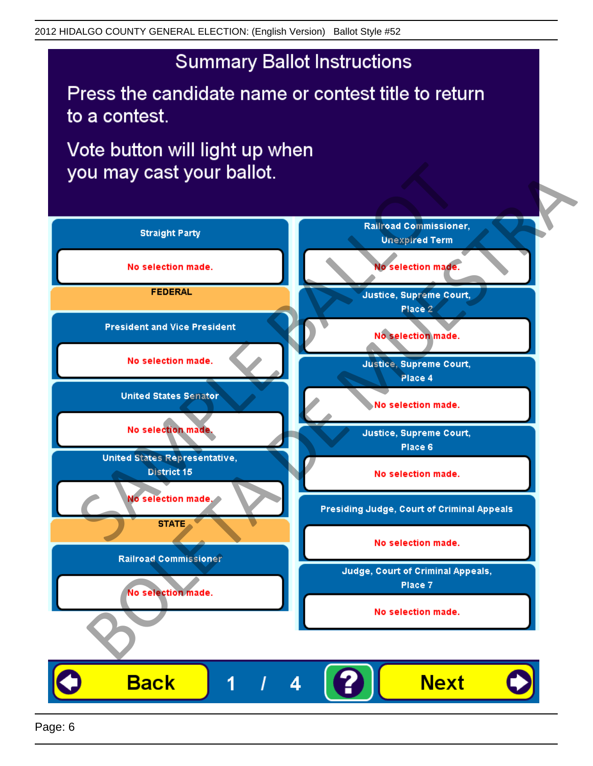# Summary Ballot Instructions

Press the candidate name or contest title to return to a contest.

Vote button will light up when you may cast your ballot.

**Straight Party**

No selection made.

**FEDERAL**

**President and Vice President**

No selection made.

**United States Senator**

No selection made.

**United States Representative, District 15**

No selection made.

**STATE**

**Railroad Commissioner**

No selection made.

**Railroad Commissioner, Unexpired Term**

No selection made.

**Justice, Supreme Court, Place 2**

No selection made.

**Justice, Supreme Court, Place 4**

No selection made.

**Justice, Supreme Court, Place 6**

No selection made.

**Presiding Judge, Court of Criminal Appeals**

No selection made.

**Judge, Court of Criminal Appeals, Place 7**

No selection made.

Back | 1 / 4 | ? | Next

SAMPLE BALLOT
BOLETA DE MUESTRA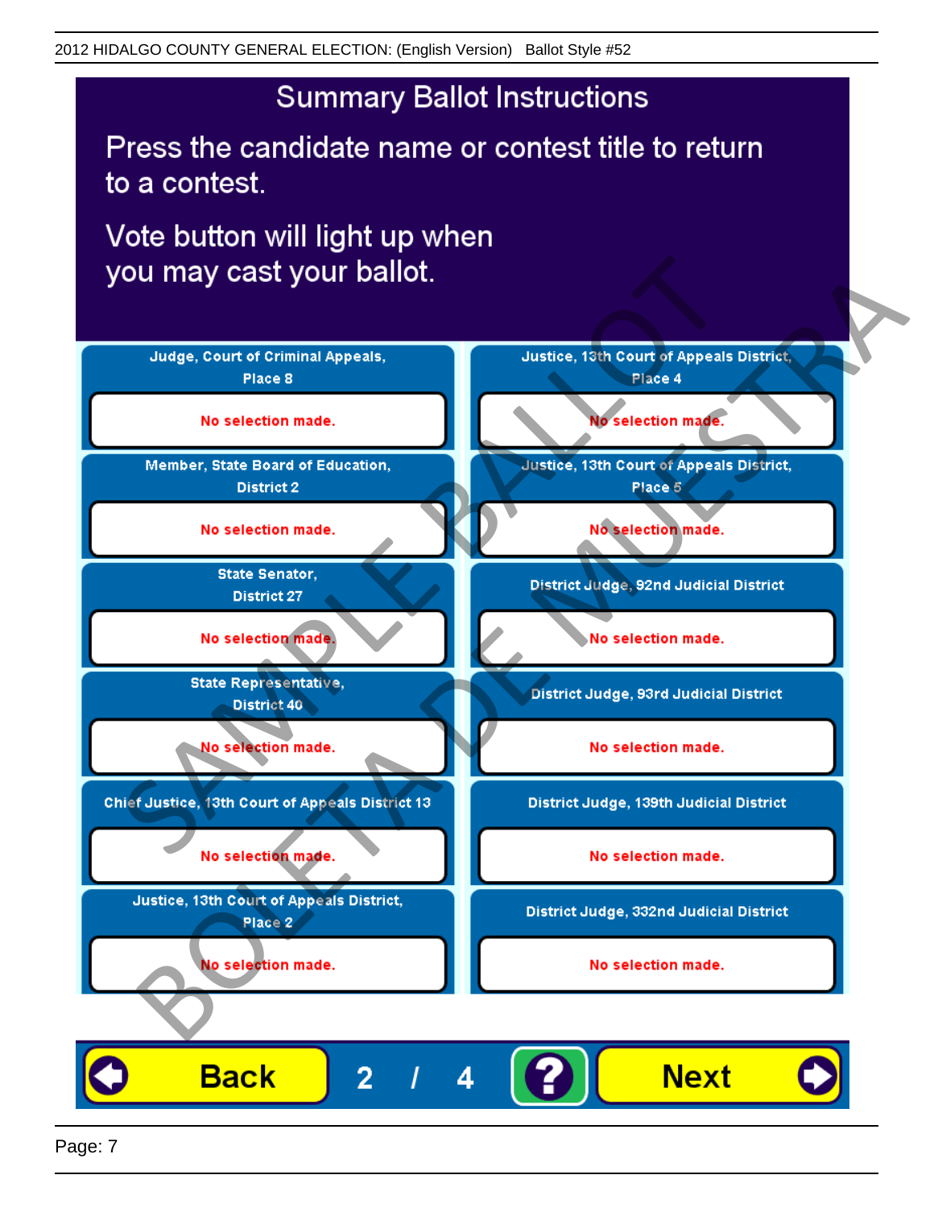# Summary Ballot Instructions

Press the candidate name or contest title to return to a contest.

Vote button will light up when you may cast your ballot.

| Contest | Selection | Contest | Selection |
| --- | --- | --- | --- |
| Judge, Court of Criminal Appeals, Place 8 | No selection made. | Justice, 13th Court of Appeals District, Place 4 | No selection made. |
| Member, State Board of Education, District 2 | No selection made. | Justice, 13th Court of Appeals District, Place 5 | No selection made. |
| State Senator, District 27 | No selection made. | District Judge, 92nd Judicial District | No selection made. |
| State Representative, District 40 | No selection made. | District Judge, 93rd Judicial District | No selection made. |
| Chief Justice, 13th Court of Appeals District 13 | No selection made. | District Judge, 139th Judicial District | No selection made. |
| Justice, 13th Court of Appeals District, Place 2 | No selection made. | District Judge, 332nd Judicial District | No selection made. |

Back | 2 / 4 | ? | Next

SAMPLE BALLOT
BOLETA DE MUESTRA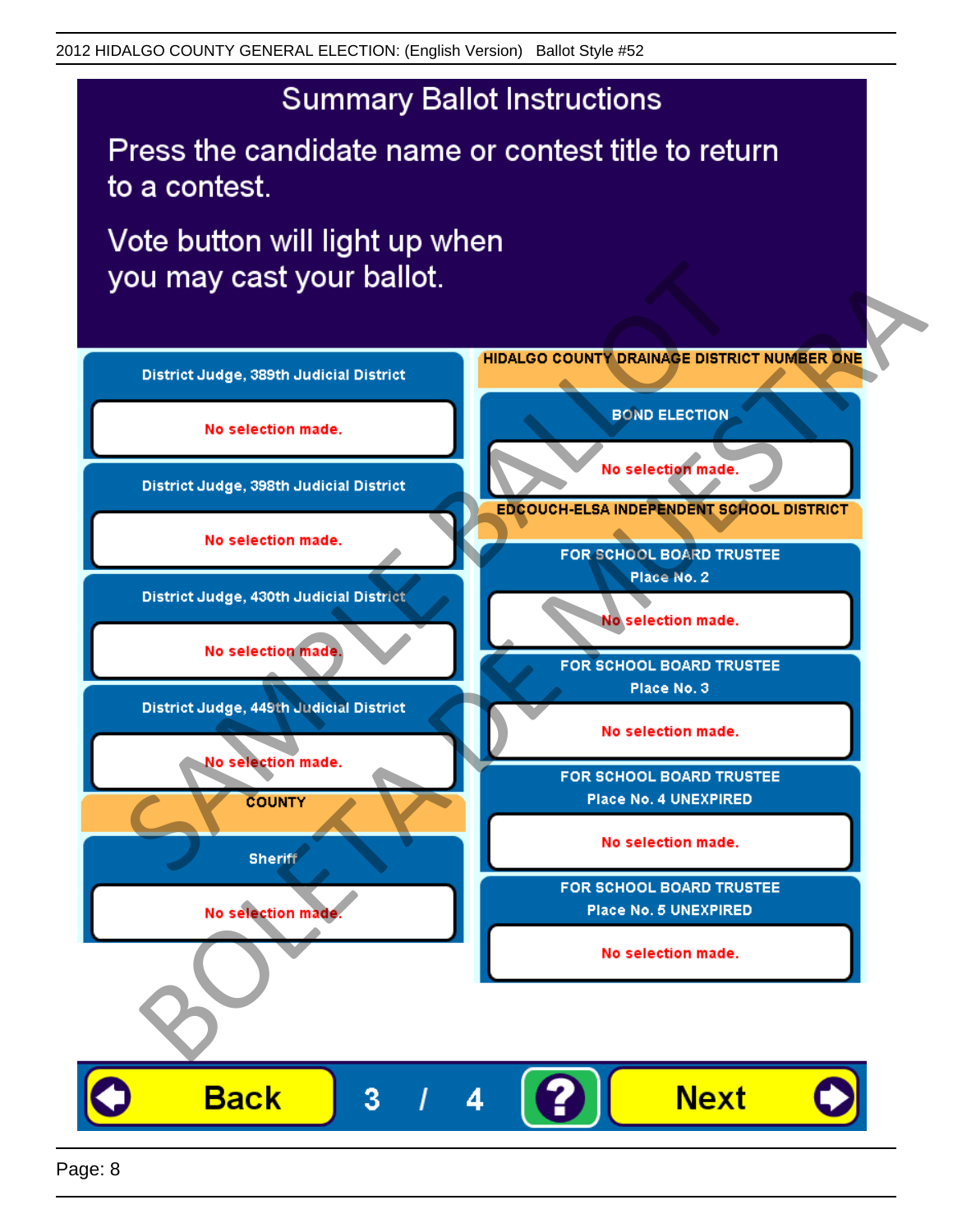2012 HIDALGO COUNTY GENERAL ELECTION: (English Version) Ballot Style #52

# Summary Ballot Instructions

Press the candidate name or contest title to return to a contest.

Vote button will light up when you may cast your ballot.

**District Judge, 389th Judicial District**

No selection made.

**District Judge, 398th Judicial District**

No selection made.

**District Judge, 430th Judicial District**

No selection made.

**District Judge, 449th Judicial District**

No selection made.

**COUNTY**

**Sheriff**

No selection made.

**HIDALGO COUNTY DRAINAGE DISTRICT NUMBER ONE**

**BOND ELECTION**

No selection made.

**EDCOUCH-ELSA INDEPENDENT SCHOOL DISTRICT**

**FOR SCHOOL BOARD TRUSTEE Place No. 2**

No selection made.

**FOR SCHOOL BOARD TRUSTEE Place No. 3**

No selection made.

**FOR SCHOOL BOARD TRUSTEE Place No. 4 UNEXPIRED**

No selection made.

**FOR SCHOOL BOARD TRUSTEE Place No. 5 UNEXPIRED**

No selection made.

Back 3 / 4 ? Next

SAMPLE BALLOT BOLETA DE MUESTRA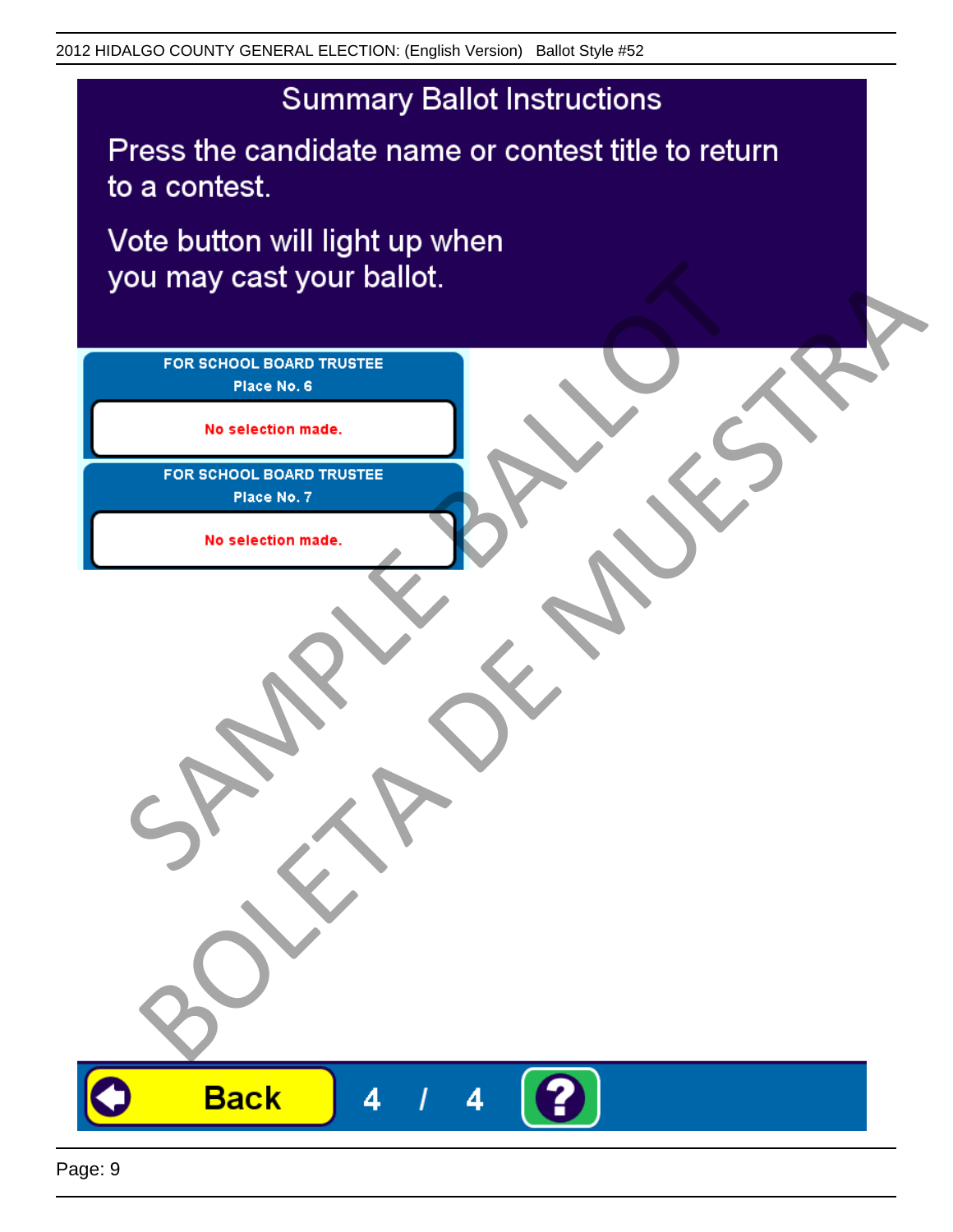# Summary Ballot Instructions

Press the candidate name or contest title to return to a contest.

Vote button will light up when you may cast your ballot.

**FOR SCHOOL BOARD TRUSTEE**
**Place No. 6**

No selection made.

**FOR SCHOOL BOARD TRUSTEE**
**Place No. 7**

No selection made.

SAMPLE BALLOT
BOLETA DE MUESTRA

Back    4 / 4    ?